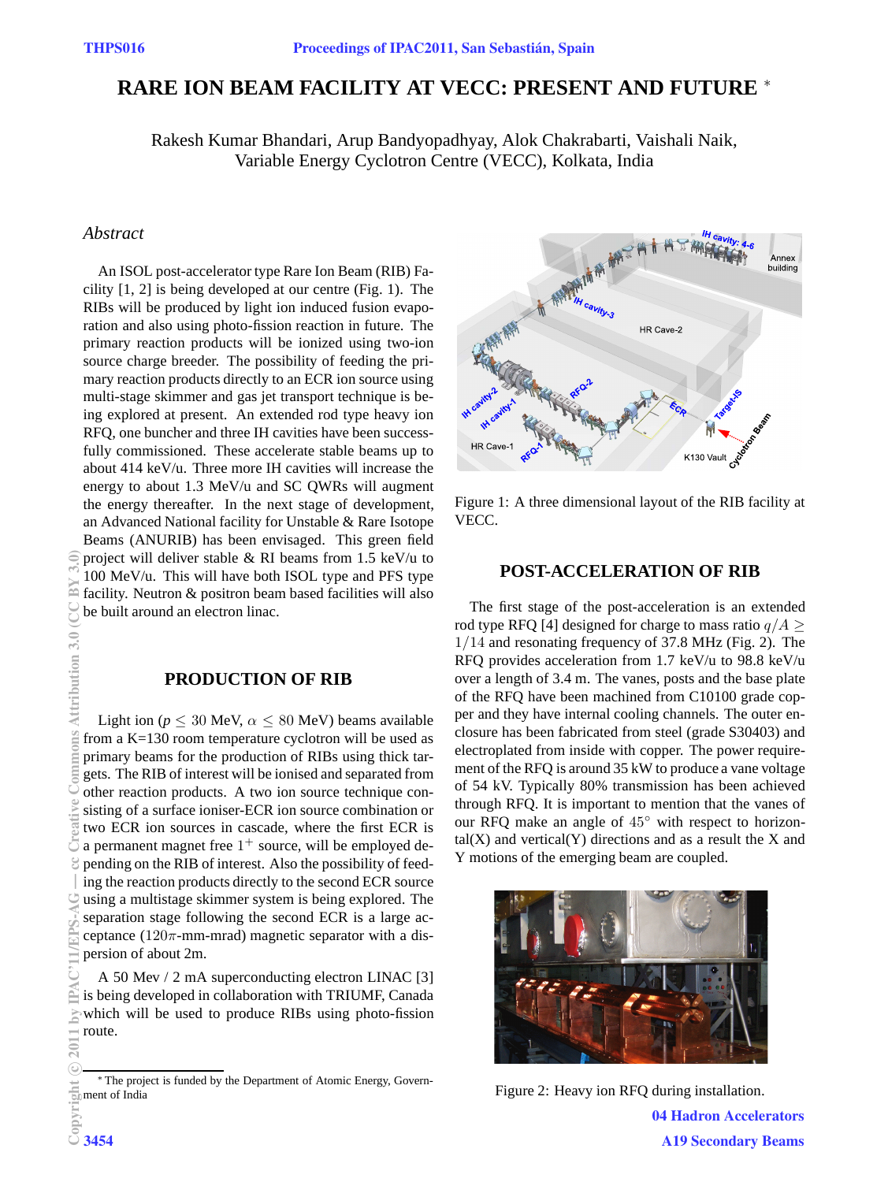# RARE ION BEAM FACILITY AT VECC: PRESENT AND FUTURE *

Rakesh Kumar Bhandari, Arup Bandyopadhyay, Alok Chakrabarti, Vaishali Naik,
Variable Energy Cyclotron Centre (VECC), Kolkata, India

## *Abstract*

An ISOL post-accelerator type Rare Ion Beam (RIB) Facility [1, 2] is being developed at our centre (Fig. 1). The RIBs will be produced by light ion induced fusion evaporation and also using photo-fission reaction in future. The primary reaction products will be ionized using two-ion source charge breeder. The possibility of feeding the primary reaction products directly to an ECR ion source using multi-stage skimmer and gas jet transport technique is being explored at present. An extended rod type heavy ion RFQ, one buncher and three IH cavities have been successfully commissioned. These accelerate stable beams up to about 414 keV/u. Three more IH cavities will increase the energy to about 1.3 MeV/u and SC QWRs will augment the energy thereafter. In the next stage of development, an Advanced National facility for Unstable & Rare Isotope Beams (ANURIB) has been envisaged. This green field project will deliver stable & RI beams from 1.5 keV/u to 100 MeV/u. This will have both ISOL type and PFS type facility. Neutron & positron beam based facilities will also be built around an electron linac.

## PRODUCTION OF RIB

Light ion ($p \leq 30$ MeV, $\alpha \leq 80$ MeV) beams available from a K=130 room temperature cyclotron will be used as primary beams for the production of RIBs using thick targets. The RIB of interest will be ionised and separated from other reaction products. A two ion source technique consisting of a surface ioniser-ECR ion source combination or two ECR ion sources in cascade, where the first ECR is a permanent magnet free $1^+$ source, will be employed depending on the RIB of interest. Also the possibility of feeding the reaction products directly to the second ECR source using a multistage skimmer system is being explored. The separation stage following the second ECR is a large acceptance ($120\pi$-mm-mrad) magnetic separator with a dispersion of about 2m.

A 50 Mev / 2 mA superconducting electron LINAC [3] is being developed in collaboration with TRIUMF, Canada which will be used to produce RIBs using photo-fission route.

Figure 1: A three dimensional layout of the RIB facility at VECC.

## POST-ACCELERATION OF RIB

The first stage of the post-acceleration is an extended rod type RFQ [4] designed for charge to mass ratio $q/A \geq 1/14$ and resonating frequency of 37.8 MHz (Fig. 2). The RFQ provides acceleration from 1.7 keV/u to 98.8 keV/u over a length of 3.4 m. The vanes, posts and the base plate of the RFQ have been machined from C10100 grade copper and they have internal cooling channels. The outer enclosure has been fabricated from steel (grade S30403) and electroplated from inside with copper. The power requirement of the RFQ is around 35 kW to produce a vane voltage of 54 kV. Typically 80% transmission has been achieved through RFQ. It is important to mention that the vanes of our RFQ make an angle of $45°$ with respect to horizontal(X) and vertical(Y) directions and as a result the X and Y motions of the emerging beam are coupled.

Figure 2: Heavy ion RFQ during installation.

* The project is funded by the Department of Atomic Energy, Government of India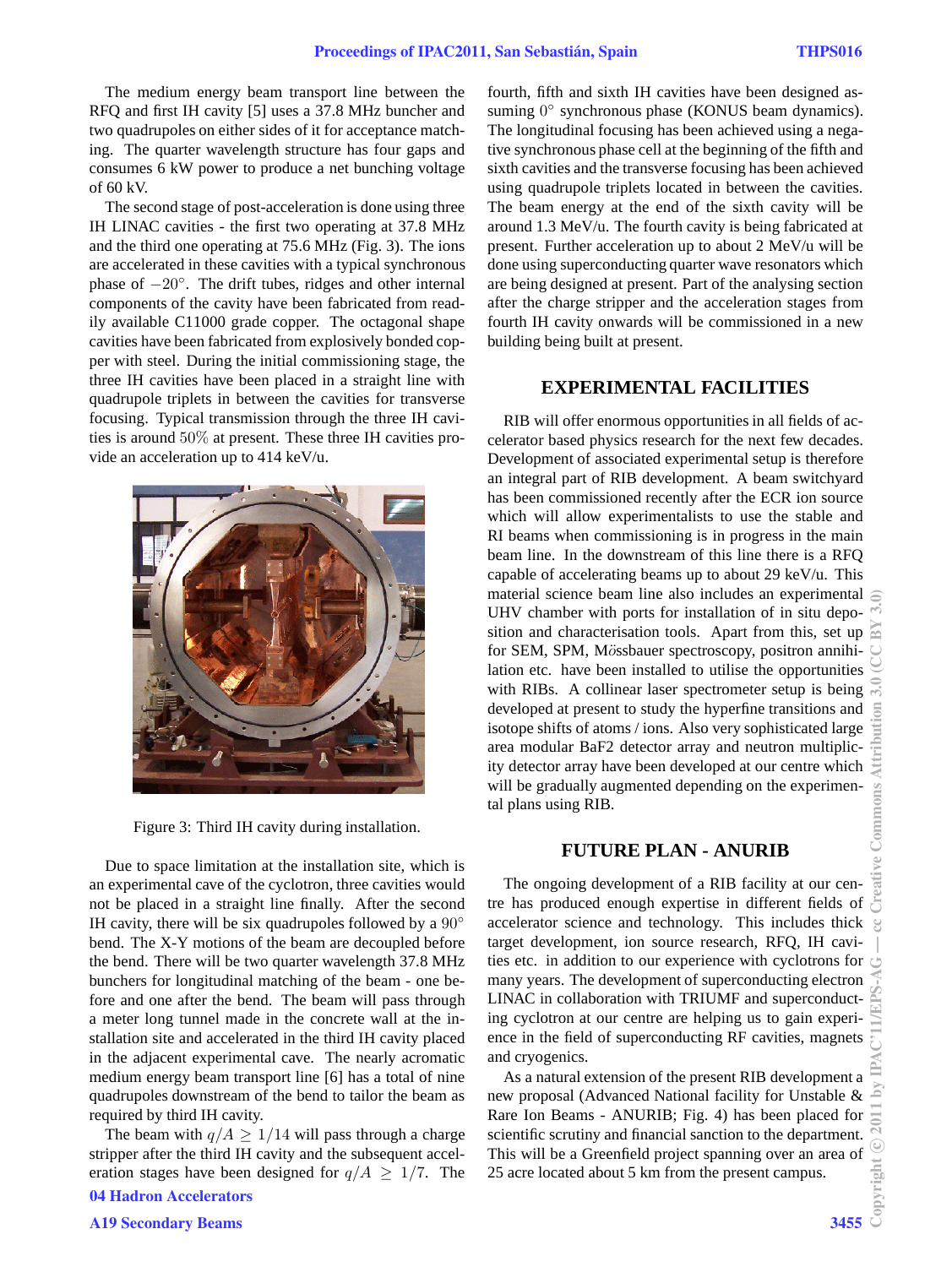The medium energy beam transport line between the RFQ and first IH cavity [5] uses a 37.8 MHz buncher and two quadrupoles on either sides of it for acceptance matching. The quarter wavelength structure has four gaps and consumes 6 kW power to produce a net bunching voltage of 60 kV.

The second stage of post-acceleration is done using three IH LINAC cavities - the first two operating at 37.8 MHz and the third one operating at 75.6 MHz (Fig. 3). The ions are accelerated in these cavities with a typical synchronous phase of $-20^\circ$. The drift tubes, ridges and other internal components of the cavity have been fabricated from readily available C11000 grade copper. The octagonal shape cavities have been fabricated from explosively bonded copper with steel. During the initial commissioning stage, the three IH cavities have been placed in a straight line with quadrupole triplets in between the cavities for transverse focusing. Typical transmission through the three IH cavities is around $50\%$ at present. These three IH cavities provide an acceleration up to 414 keV/u.

Figure 3: Third IH cavity during installation.

Due to space limitation at the installation site, which is an experimental cave of the cyclotron, three cavities would not be placed in a straight line finally. After the second IH cavity, there will be six quadrupoles followed by a $90^\circ$ bend. The X-Y motions of the beam are decoupled before the bend. There will be two quarter wavelength 37.8 MHz bunchers for longitudinal matching of the beam - one before and one after the bend. The beam will pass through a meter long tunnel made in the concrete wall at the installation site and accelerated in the third IH cavity placed in the adjacent experimental cave. The nearly acromatic medium energy beam transport line [6] has a total of nine quadrupoles downstream of the bend to tailor the beam as required by third IH cavity.

The beam with $q/A \geq 1/14$ will pass through a charge stripper after the third IH cavity and the subsequent acceleration stages have been designed for $q/A \geq 1/7$. The fourth, fifth and sixth IH cavities have been designed assuming $0^\circ$ synchronous phase (KONUS beam dynamics). The longitudinal focusing has been achieved using a negative synchronous phase cell at the beginning of the fifth and sixth cavities and the transverse focusing has been achieved using quadrupole triplets located in between the cavities. The beam energy at the end of the sixth cavity will be around 1.3 MeV/u. The fourth cavity is being fabricated at present. Further acceleration up to about 2 MeV/u will be done using superconducting quarter wave resonators which are being designed at present. Part of the analysing section after the charge stripper and the acceleration stages from fourth IH cavity onwards will be commissioned in a new building being built at present.

## EXPERIMENTAL FACILITIES

RIB will offer enormous opportunities in all fields of accelerator based physics research for the next few decades. Development of associated experimental setup is therefore an integral part of RIB development. A beam switchyard has been commissioned recently after the ECR ion source which will allow experimentalists to use the stable and RI beams when commissioning is in progress in the main beam line. In the downstream of this line there is a RFQ capable of accelerating beams up to about 29 keV/u. This material science beam line also includes an experimental UHV chamber with ports for installation of in situ deposition and characterisation tools. Apart from this, set up for SEM, SPM, Mössbauer spectroscopy, positron annihilation etc. have been installed to utilise the opportunities with RIBs. A collinear laser spectrometer setup is being developed at present to study the hyperfine transitions and isotope shifts of atoms / ions. Also very sophisticated large area modular BaF2 detector array and neutron multiplicity detector array have been developed at our centre which will be gradually augmented depending on the experimental plans using RIB.

## FUTURE PLAN - ANURIB

The ongoing development of a RIB facility at our centre has produced enough expertise in different fields of accelerator science and technology. This includes thick target development, ion source research, RFQ, IH cavities etc. in addition to our experience with cyclotrons for many years. The development of superconducting electron LINAC in collaboration with TRIUMF and superconducting cyclotron at our centre are helping us to gain experience in the field of superconducting RF cavities, magnets and cryogenics.

As a natural extension of the present RIB development a new proposal (Advanced National facility for Unstable & Rare Ion Beams - ANURIB; Fig. 4) has been placed for scientific scrutiny and financial sanction to the department. This will be a Greenfield project spanning over an area of 25 acre located about 5 km from the present campus.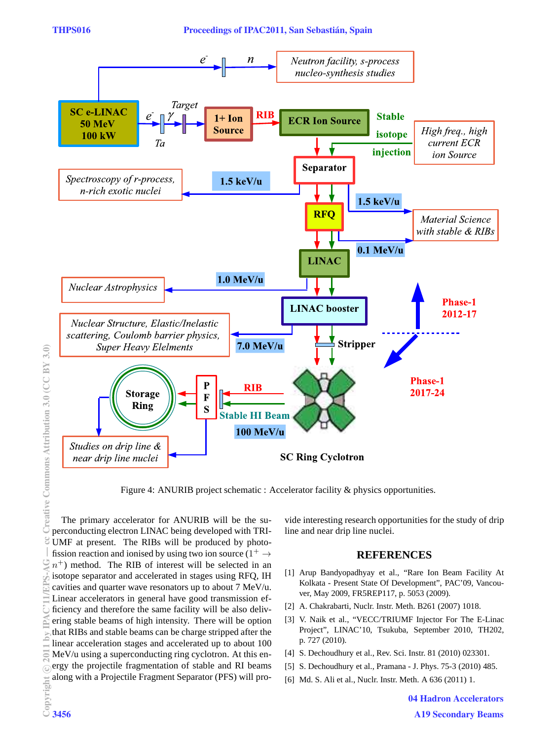SC e-LINAC
50 MeV
100 kW

$e^-$

$n$

Neutron facility, s-process nucleo-synthesis studies

Target

$e^-$ $\gamma$

Ta

1+ Ion Source

RIB

ECR Ion Source

Stable isotope injection

High freq., high current ECR ion Source

Separator

Spectroscopy of r-process, n-rich exotic nuclei

1.5 keV/u

1.5 keV/u

RFQ

Material Science with stable & RIBs

0.1 MeV/u

LINAC

Nuclear Astrophysics

1.0 MeV/u

LINAC booster

Phase-1 2012-17

Nuclear Structure, Elastic/Inelastic scattering, Coulomb barrier physics, Super Heavy Elements

7.0 MeV/u

Stripper

Phase-1 2017-24

Storage Ring

P F S

RIB

Stable HI Beam

100 MeV/u

Studies on drip line & near drip line nuclei

SC Ring Cyclotron

Figure 4: ANURIB project schematic : Accelerator facility & physics opportunities.

The primary accelerator for ANURIB will be the superconducting electron LINAC being developed with TRIUMF at present. The RIBs will be produced by photo-fission reaction and ionised by using two ion source ($1^+ \rightarrow n^+$) method. The RIB of interest will be selected in an isotope separator and accelerated in stages using RFQ, IH cavities and quarter wave resonators up to about 7 MeV/u. Linear accelerators in general have good transmission efficiency and therefore the same facility will be also delivering stable beams of high intensity. There will be option that RIBs and stable beams can be charge stripped after the linear acceleration stages and accelerated up to about 100 MeV/u using a superconducting ring cyclotron. At this energy the projectile fragmentation of stable and RI beams along with a Projectile Fragment Separator (PFS) will provide interesting research opportunities for the study of drip line and near drip line nuclei.

## REFERENCES

[1] Arup Bandyopadhyay et al., "Rare Ion Beam Facility At Kolkata - Present State Of Development", PAC'09, Vancouver, May 2009, FR5REP117, p. 5053 (2009).

[2] A. Chakrabarti, Nuclr. Instr. Meth. B261 (2007) 1018.

[3] V. Naik et al., "VECC/TRIUMF Injector For The E-Linac Project", LINAC'10, Tsukuba, September 2010, TH202, p. 727 (2010).

[4] S. Dechoudhury et al., Rev. Sci. Instr. 81 (2010) 023301.

[5] S. Dechoudhury et al., Pramana - J. Phys. 75-3 (2010) 485.

[6] Md. S. Ali et al., Nuclr. Instr. Meth. A 636 (2011) 1.